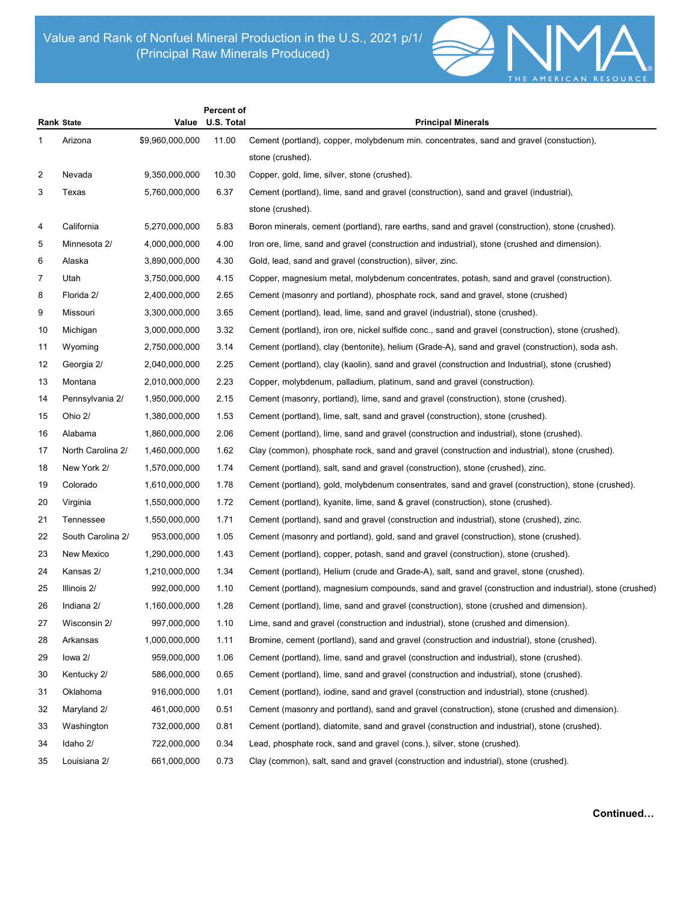# Value and Rank of Nonfuel Mineral Production in the U.S., 2021 p/1/ (Principal Raw Minerals Produced)

| Rank | State | Value | Percent of U.S. Total | Principal Minerals |
|---|---|---|---|---|
| 1 | Arizona | $9,960,000,000 | 11.00 | Cement (portland), copper, molybdenum min. concentrates, sand and gravel (constuction), stone (crushed). |
| 2 | Nevada | 9,350,000,000 | 10.30 | Copper, gold, lime, silver, stone (crushed). |
| 3 | Texas | 5,760,000,000 | 6.37 | Cement (portland), lime, sand and gravel (construction), sand and gravel (industrial), stone (crushed). |
| 4 | California | 5,270,000,000 | 5.83 | Boron minerals, cement (portland), rare earths, sand and gravel (construction), stone (crushed). |
| 5 | Minnesota 2/ | 4,000,000,000 | 4.00 | Iron ore, lime, sand and gravel (construction and industrial), stone (crushed and dimension). |
| 6 | Alaska | 3,890,000,000 | 4.30 | Gold, lead, sand and gravel (construction), silver, zinc. |
| 7 | Utah | 3,750,000,000 | 4.15 | Copper, magnesium metal, molybdenum concentrates, potash, sand and gravel (construction). |
| 8 | Florida 2/ | 2,400,000,000 | 2.65 | Cement (masonry and portland), phosphate rock, sand and gravel, stone (crushed) |
| 9 | Missouri | 3,300,000,000 | 3.65 | Cement (portland), lead, lime, sand and gravel (industrial), stone (crushed). |
| 10 | Michigan | 3,000,000,000 | 3.32 | Cement (portland), iron ore, nickel sulfide conc., sand and gravel (construction), stone (crushed). |
| 11 | Wyoming | 2,750,000,000 | 3.14 | Cement (portland), clay (bentonite), helium (Grade-A), sand and gravel (construction), soda ash. |
| 12 | Georgia 2/ | 2,040,000,000 | 2.25 | Cement (portland), clay (kaolin), sand and gravel (construction and Industrial), stone (crushed) |
| 13 | Montana | 2,010,000,000 | 2.23 | Copper, molybdenum, palladium, platinum, sand and gravel (construction). |
| 14 | Pennsylvania 2/ | 1,950,000,000 | 2.15 | Cement (masonry, portland), lime, sand and gravel (construction), stone (crushed). |
| 15 | Ohio 2/ | 1,380,000,000 | 1.53 | Cement (portland), lime, salt, sand and gravel (construction), stone (crushed). |
| 16 | Alabama | 1,860,000,000 | 2.06 | Cement (portland), lime, sand and gravel (construction and industrial), stone (crushed). |
| 17 | North Carolina 2/ | 1,460,000,000 | 1.62 | Clay (common), phosphate rock, sand and gravel (construction and industrial), stone (crushed). |
| 18 | New York 2/ | 1,570,000,000 | 1.74 | Cement (portland), salt, sand and gravel (construction), stone (crushed), zinc. |
| 19 | Colorado | 1,610,000,000 | 1.78 | Cement (portland), gold, molybdenum consentrates, sand and gravel (construction), stone (crushed). |
| 20 | Virginia | 1,550,000,000 | 1.72 | Cement (portland), kyanite, lime, sand & gravel (construction), stone (crushed). |
| 21 | Tennessee | 1,550,000,000 | 1.71 | Cement (portland), sand and gravel (construction and industrial), stone (crushed), zinc. |
| 22 | South Carolina 2/ | 953,000,000 | 1.05 | Cement (masonry and portland), gold, sand and gravel (construction), stone (crushed). |
| 23 | New Mexico | 1,290,000,000 | 1.43 | Cement (portland), copper, potash, sand and gravel (construction), stone (crushed). |
| 24 | Kansas 2/ | 1,210,000,000 | 1.34 | Cement (portland), Helium (crude and Grade-A), salt, sand and gravel, stone (crushed). |
| 25 | Illinois 2/ | 992,000,000 | 1.10 | Cement (portland), magnesium compounds, sand and gravel (construction and industrial), stone (crushed) |
| 26 | Indiana 2/ | 1,160,000,000 | 1.28 | Cement (portland), lime, sand and gravel (construction), stone (crushed and dimension). |
| 27 | Wisconsin 2/ | 997,000,000 | 1.10 | Lime, sand and gravel (construction and industrial), stone (crushed and dimension). |
| 28 | Arkansas | 1,000,000,000 | 1.11 | Bromine, cement (portland), sand and gravel (construction and industrial), stone (crushed). |
| 29 | Iowa 2/ | 959,000,000 | 1.06 | Cement (portland), lime, sand and gravel (construction and industrial), stone (crushed). |
| 30 | Kentucky 2/ | 586,000,000 | 0.65 | Cement (portland), lime, sand and gravel (construction and industrial), stone (crushed). |
| 31 | Oklahoma | 916,000,000 | 1.01 | Cement (portland), iodine, sand and gravel (construction and industrial), stone (crushed). |
| 32 | Maryland 2/ | 461,000,000 | 0.51 | Cement (masonry and portland), sand and gravel (construction), stone (crushed and dimension). |
| 33 | Washington | 732,000,000 | 0.81 | Cement (portland), diatomite, sand and gravel (construction and industrial), stone (crushed). |
| 34 | Idaho 2/ | 722,000,000 | 0.34 | Lead, phosphate rock, sand and gravel (cons.), silver, stone (crushed). |
| 35 | Louisiana 2/ | 661,000,000 | 0.73 | Clay (common), salt, sand and gravel (construction and industrial), stone (crushed). |

**Continued…**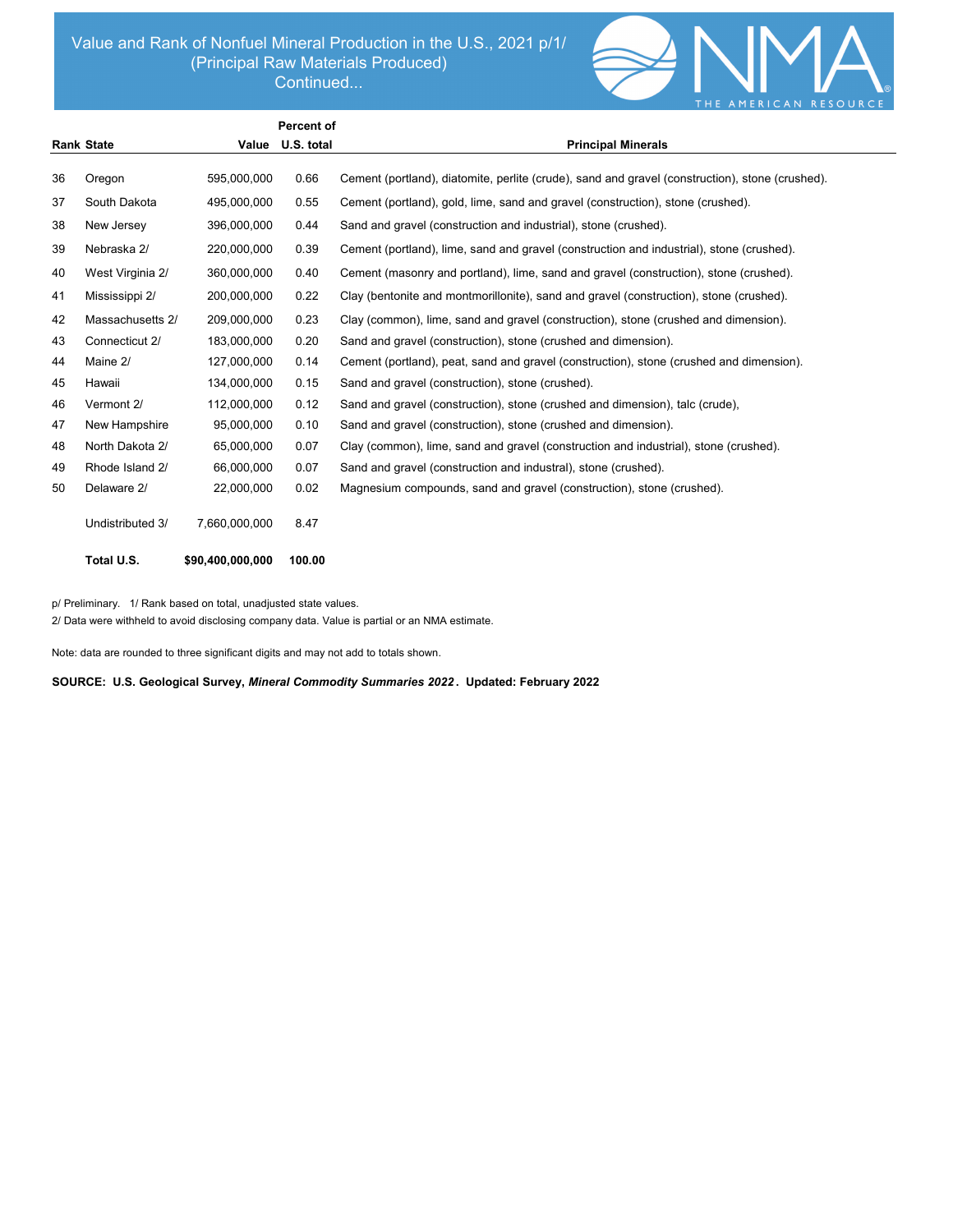# Value and Rank of Nonfuel Mineral Production in the U.S., 2021 p/1/
## (Principal Raw Materials Produced)
Continued...

| Rank | State | Value | Percent of U.S. total | Principal Minerals |
|---|---|---|---|---|
| 36 | Oregon | 595,000,000 | 0.66 | Cement (portland), diatomite, perlite (crude), sand and gravel (construction), stone (crushed). |
| 37 | South Dakota | 495,000,000 | 0.55 | Cement (portland), gold, lime, sand and gravel (construction), stone (crushed). |
| 38 | New Jersey | 396,000,000 | 0.44 | Sand and gravel (construction and industrial), stone (crushed). |
| 39 | Nebraska 2/ | 220,000,000 | 0.39 | Cement (portland), lime, sand and gravel (construction and industrial), stone (crushed). |
| 40 | West Virginia 2/ | 360,000,000 | 0.40 | Cement (masonry and portland), lime, sand and gravel (construction), stone (crushed). |
| 41 | Mississippi 2/ | 200,000,000 | 0.22 | Clay (bentonite and montmorillonite), sand and gravel (construction), stone (crushed). |
| 42 | Massachusetts 2/ | 209,000,000 | 0.23 | Clay (common), lime, sand and gravel (construction), stone (crushed and dimension). |
| 43 | Connecticut 2/ | 183,000,000 | 0.20 | Sand and gravel (construction), stone (crushed and dimension). |
| 44 | Maine 2/ | 127,000,000 | 0.14 | Cement (portland), peat, sand and gravel (construction), stone (crushed and dimension). |
| 45 | Hawaii | 134,000,000 | 0.15 | Sand and gravel (construction), stone (crushed). |
| 46 | Vermont 2/ | 112,000,000 | 0.12 | Sand and gravel (construction), stone (crushed and dimension), talc (crude), |
| 47 | New Hampshire | 95,000,000 | 0.10 | Sand and gravel (construction), stone (crushed and dimension). |
| 48 | North Dakota 2/ | 65,000,000 | 0.07 | Clay (common), lime, sand and gravel (construction and industrial), stone (crushed). |
| 49 | Rhode Island 2/ | 66,000,000 | 0.07 | Sand and gravel (construction and industral), stone (crushed). |
| 50 | Delaware 2/ | 22,000,000 | 0.02 | Magnesium compounds, sand and gravel (construction), stone (crushed). |
| | Undistributed 3/ | 7,660,000,000 | 8.47 | |
| | **Total U.S.** | **$90,400,000,000** | **100.00** | |

p/ Preliminary. 1/ Rank based on total, unadjusted state values.

2/ Data were withheld to avoid disclosing company data. Value is partial or an NMA estimate.

Note: data are rounded to three significant digits and may not add to totals shown.

**SOURCE: U.S. Geological Survey, *Mineral Commodity Summaries 2022*. Updated: February 2022**